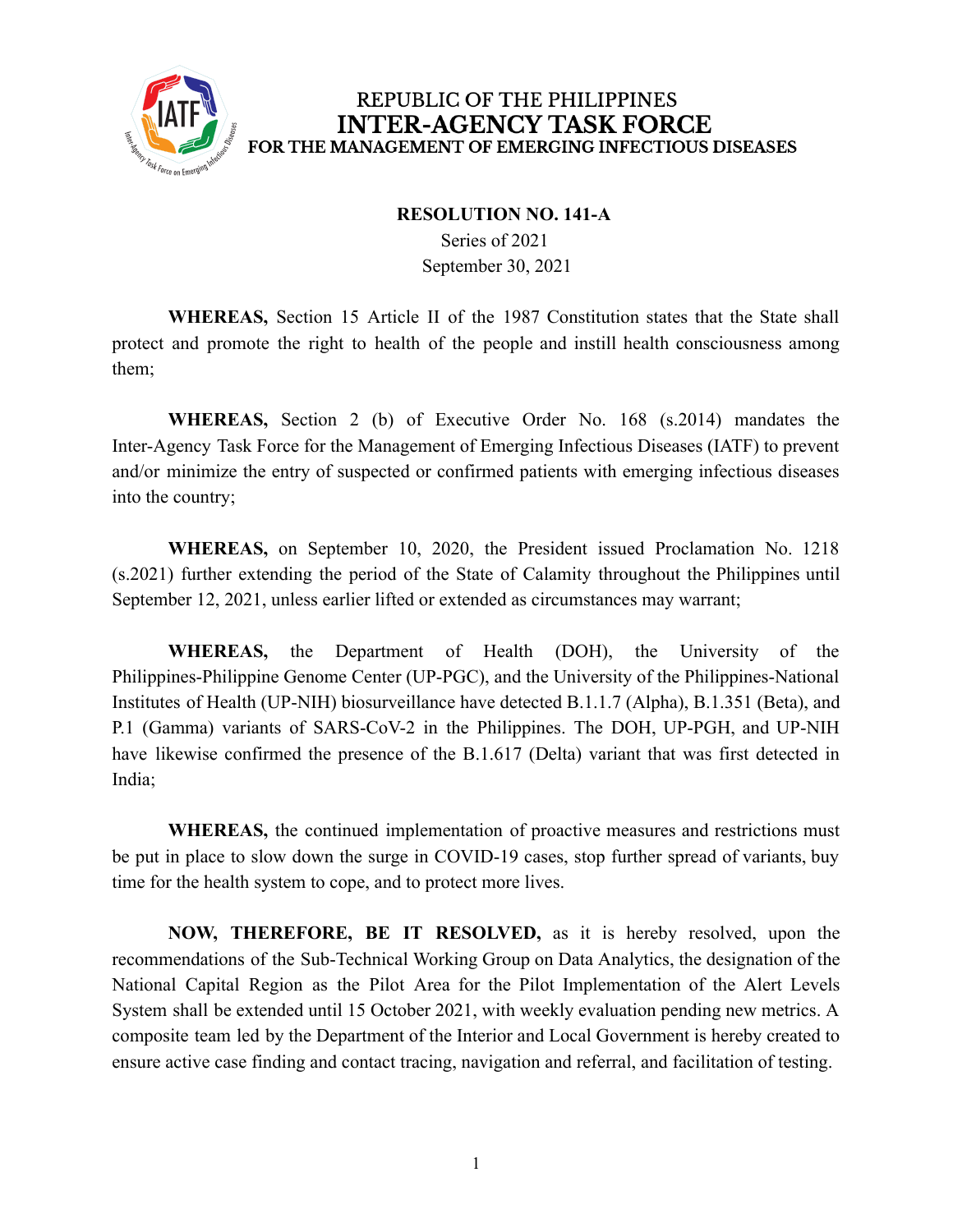REPUBLIC OF THE PHILIPPINES

# INTER-AGENCY TASK FORCE

## FOR THE MANAGEMENT OF EMERGING INFECTIOUS DISEASES

**RESOLUTION NO. 141-A**

Series of 2021

September 30, 2021

**WHEREAS,** Section 15 Article II of the 1987 Constitution states that the State shall protect and promote the right to health of the people and instill health consciousness among them;

**WHEREAS,** Section 2 (b) of Executive Order No. 168 (s.2014) mandates the Inter-Agency Task Force for the Management of Emerging Infectious Diseases (IATF) to prevent and/or minimize the entry of suspected or confirmed patients with emerging infectious diseases into the country;

**WHEREAS,** on September 10, 2020, the President issued Proclamation No. 1218 (s.2021) further extending the period of the State of Calamity throughout the Philippines until September 12, 2021, unless earlier lifted or extended as circumstances may warrant;

**WHEREAS,** the Department of Health (DOH), the University of the Philippines-Philippine Genome Center (UP-PGC), and the University of the Philippines-National Institutes of Health (UP-NIH) biosurveillance have detected B.1.1.7 (Alpha), B.1.351 (Beta), and P.1 (Gamma) variants of SARS-CoV-2 in the Philippines. The DOH, UP-PGH, and UP-NIH have likewise confirmed the presence of the B.1.617 (Delta) variant that was first detected in India;

**WHEREAS,** the continued implementation of proactive measures and restrictions must be put in place to slow down the surge in COVID-19 cases, stop further spread of variants, buy time for the health system to cope, and to protect more lives.

**NOW, THEREFORE, BE IT RESOLVED,** as it is hereby resolved, upon the recommendations of the Sub-Technical Working Group on Data Analytics, the designation of the National Capital Region as the Pilot Area for the Pilot Implementation of the Alert Levels System shall be extended until 15 October 2021, with weekly evaluation pending new metrics. A composite team led by the Department of the Interior and Local Government is hereby created to ensure active case finding and contact tracing, navigation and referral, and facilitation of testing.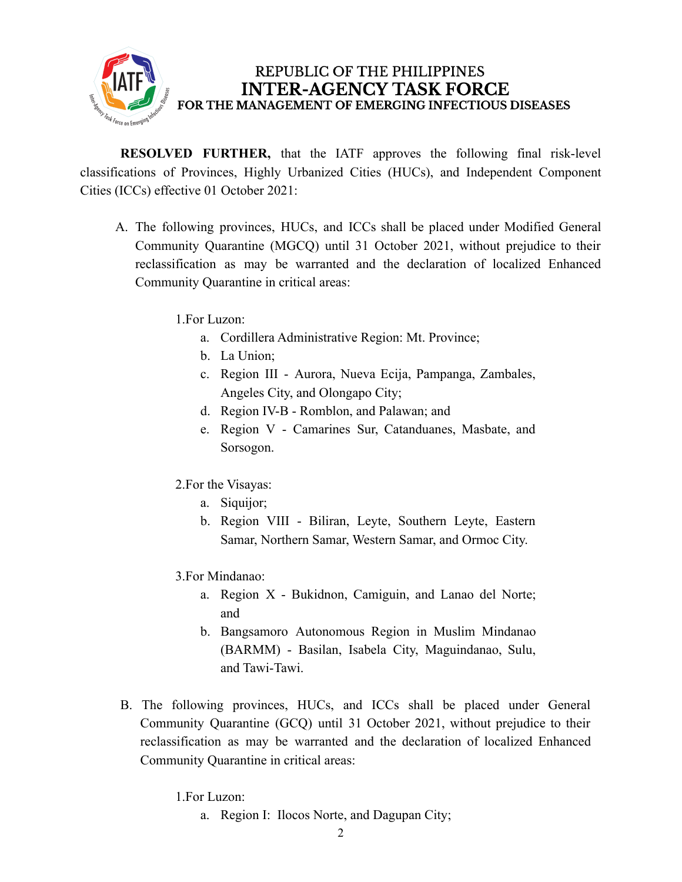**RESOLVED FURTHER,** that the IATF approves the following final risk-level classifications of Provinces, Highly Urbanized Cities (HUCs), and Independent Component Cities (ICCs) effective 01 October 2021:

A. The following provinces, HUCs, and ICCs shall be placed under Modified General Community Quarantine (MGCQ) until 31 October 2021, without prejudice to their reclassification as may be warranted and the declaration of localized Enhanced Community Quarantine in critical areas:

   1. For Luzon:
      a. Cordillera Administrative Region: Mt. Province;
      b. La Union;
      c. Region III - Aurora, Nueva Ecija, Pampanga, Zambales, Angeles City, and Olongapo City;
      d. Region IV-B - Romblon, and Palawan; and
      e. Region V - Camarines Sur, Catanduanes, Masbate, and Sorsogon.

   2. For the Visayas:
      a. Siquijor;
      b. Region VIII - Biliran, Leyte, Southern Leyte, Eastern Samar, Northern Samar, Western Samar, and Ormoc City.

   3. For Mindanao:
      a. Region X - Bukidnon, Camiguin, and Lanao del Norte; and
      b. Bangsamoro Autonomous Region in Muslim Mindanao (BARMM) - Basilan, Isabela City, Maguindanao, Sulu, and Tawi-Tawi.

B. The following provinces, HUCs, and ICCs shall be placed under General Community Quarantine (GCQ) until 31 October 2021, without prejudice to their reclassification as may be warranted and the declaration of localized Enhanced Community Quarantine in critical areas:

   1. For Luzon:
      a. Region I: Ilocos Norte, and Dagupan City;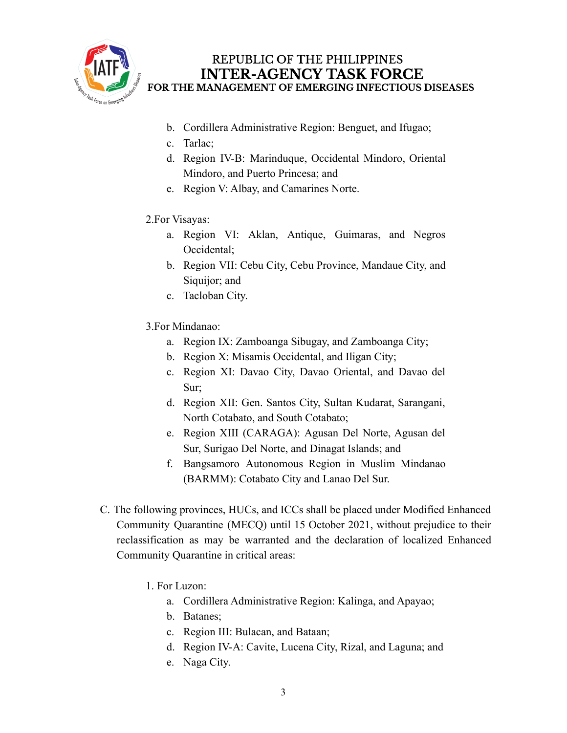b. Cordillera Administrative Region: Benguet, and Ifugao;
c. Tarlac;
d. Region IV-B: Marinduque, Occidental Mindoro, Oriental Mindoro, and Puerto Princesa; and
e. Region V: Albay, and Camarines Norte.

2. For Visayas:

a. Region VI: Aklan, Antique, Guimaras, and Negros Occidental;
b. Region VII: Cebu City, Cebu Province, Mandaue City, and Siquijor; and
c. Tacloban City.

3. For Mindanao:

a. Region IX: Zamboanga Sibugay, and Zamboanga City;
b. Region X: Misamis Occidental, and Iligan City;
c. Region XI: Davao City, Davao Oriental, and Davao del Sur;
d. Region XII: Gen. Santos City, Sultan Kudarat, Sarangani, North Cotabato, and South Cotabato;
e. Region XIII (CARAGA): Agusan Del Norte, Agusan del Sur, Surigao Del Norte, and Dinagat Islands; and
f. Bangsamoro Autonomous Region in Muslim Mindanao (BARMM): Cotabato City and Lanao Del Sur.

C. The following provinces, HUCs, and ICCs shall be placed under Modified Enhanced Community Quarantine (MECQ) until 15 October 2021, without prejudice to their reclassification as may be warranted and the declaration of localized Enhanced Community Quarantine in critical areas:

1. For Luzon:

a. Cordillera Administrative Region: Kalinga, and Apayao;
b. Batanes;
c. Region III: Bulacan, and Bataan;
d. Region IV-A: Cavite, Lucena City, Rizal, and Laguna; and
e. Naga City.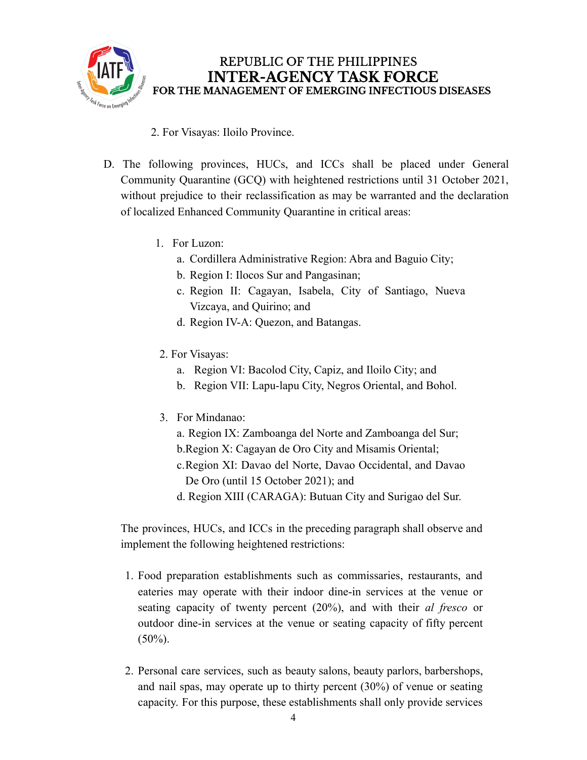2. For Visayas: Iloilo Province.

D. The following provinces, HUCs, and ICCs shall be placed under General Community Quarantine (GCQ) with heightened restrictions until 31 October 2021, without prejudice to their reclassification as may be warranted and the declaration of localized Enhanced Community Quarantine in critical areas:

1. For Luzon:
   a. Cordillera Administrative Region: Abra and Baguio City;
   b. Region I: Ilocos Sur and Pangasinan;
   c. Region II: Cagayan, Isabela, City of Santiago, Nueva Vizcaya, and Quirino; and
   d. Region IV-A: Quezon, and Batangas.

2. For Visayas:
   a. Region VI: Bacolod City, Capiz, and Iloilo City; and
   b. Region VII: Lapu-lapu City, Negros Oriental, and Bohol.

3. For Mindanao:
   a. Region IX: Zamboanga del Norte and Zamboanga del Sur;
   b. Region X: Cagayan de Oro City and Misamis Oriental;
   c. Region XI: Davao del Norte, Davao Occidental, and Davao De Oro (until 15 October 2021); and
   d. Region XIII (CARAGA): Butuan City and Surigao del Sur.

The provinces, HUCs, and ICCs in the preceding paragraph shall observe and implement the following heightened restrictions:

1. Food preparation establishments such as commissaries, restaurants, and eateries may operate with their indoor dine-in services at the venue or seating capacity of twenty percent (20%), and with their *al fresco* or outdoor dine-in services at the venue or seating capacity of fifty percent (50%).

2. Personal care services, such as beauty salons, beauty parlors, barbershops, and nail spas, may operate up to thirty percent (30%) of venue or seating capacity. For this purpose, these establishments shall only provide services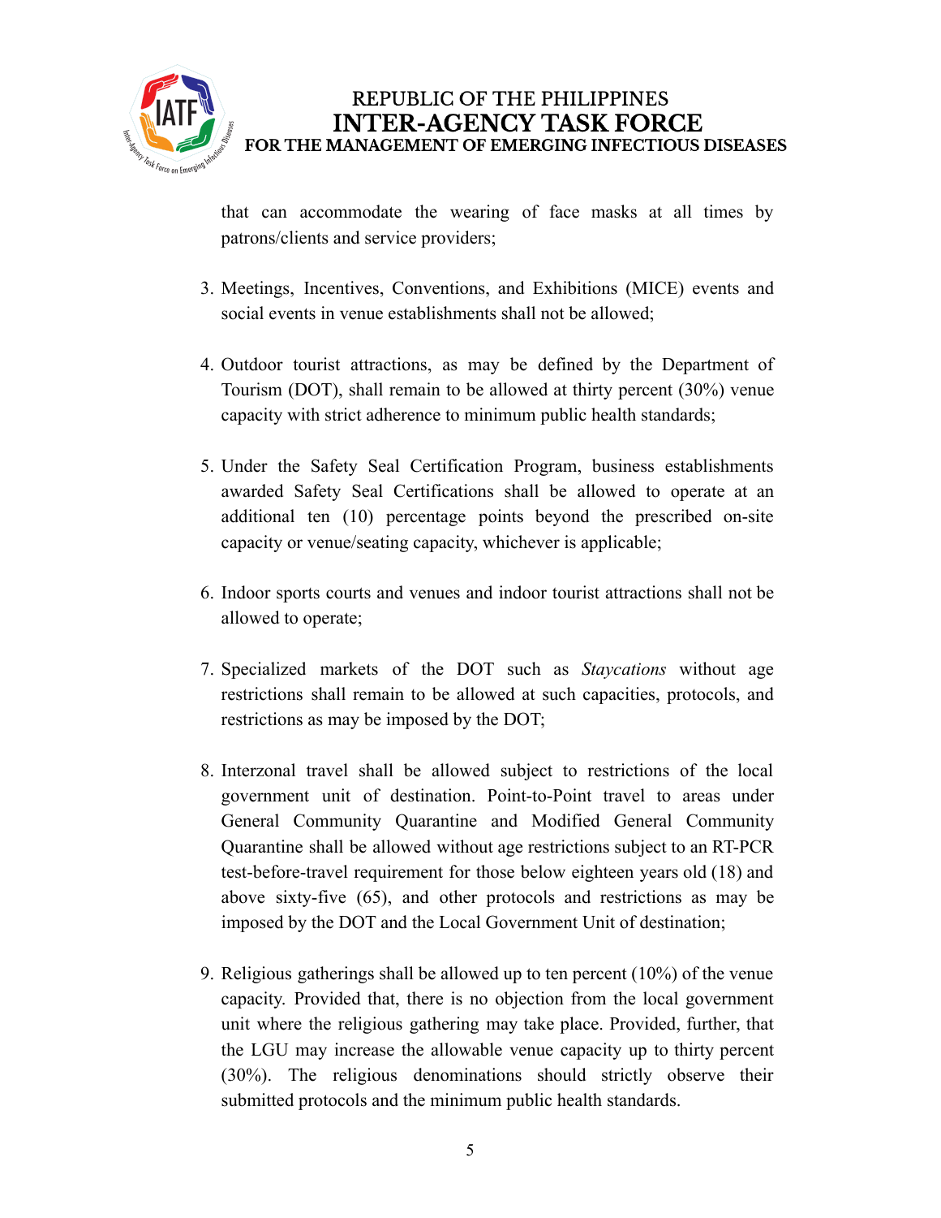that can accommodate the wearing of face masks at all times by patrons/clients and service providers;

3. Meetings, Incentives, Conventions, and Exhibitions (MICE) events and social events in venue establishments shall not be allowed;

4. Outdoor tourist attractions, as may be defined by the Department of Tourism (DOT), shall remain to be allowed at thirty percent (30%) venue capacity with strict adherence to minimum public health standards;

5. Under the Safety Seal Certification Program, business establishments awarded Safety Seal Certifications shall be allowed to operate at an additional ten (10) percentage points beyond the prescribed on-site capacity or venue/seating capacity, whichever is applicable;

6. Indoor sports courts and venues and indoor tourist attractions shall not be allowed to operate;

7. Specialized markets of the DOT such as *Staycations* without age restrictions shall remain to be allowed at such capacities, protocols, and restrictions as may be imposed by the DOT;

8. Interzonal travel shall be allowed subject to restrictions of the local government unit of destination. Point-to-Point travel to areas under General Community Quarantine and Modified General Community Quarantine shall be allowed without age restrictions subject to an RT-PCR test-before-travel requirement for those below eighteen years old (18) and above sixty-five (65), and other protocols and restrictions as may be imposed by the DOT and the Local Government Unit of destination;

9. Religious gatherings shall be allowed up to ten percent (10%) of the venue capacity. Provided that, there is no objection from the local government unit where the religious gathering may take place. Provided, further, that the LGU may increase the allowable venue capacity up to thirty percent (30%). The religious denominations should strictly observe their submitted protocols and the minimum public health standards.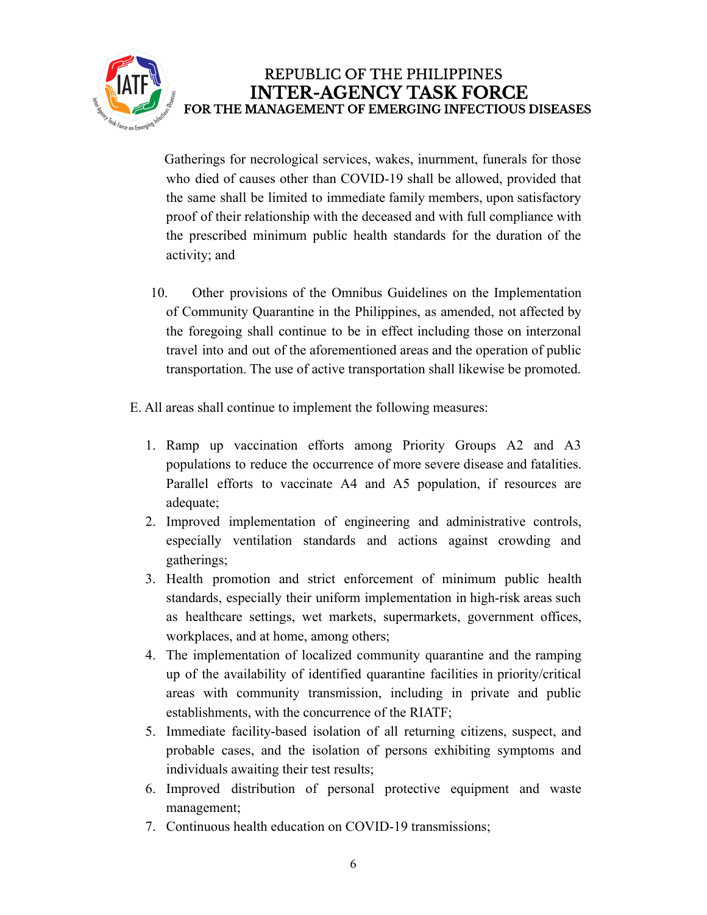Gatherings for necrological services, wakes, inurnment, funerals for those who died of causes other than COVID-19 shall be allowed, provided that the same shall be limited to immediate family members, upon satisfactory proof of their relationship with the deceased and with full compliance with the prescribed minimum public health standards for the duration of the activity; and

10. Other provisions of the Omnibus Guidelines on the Implementation of Community Quarantine in the Philippines, as amended, not affected by the foregoing shall continue to be in effect including those on interzonal travel into and out of the aforementioned areas and the operation of public transportation. The use of active transportation shall likewise be promoted.

E. All areas shall continue to implement the following measures:

1. Ramp up vaccination efforts among Priority Groups A2 and A3 populations to reduce the occurrence of more severe disease and fatalities. Parallel efforts to vaccinate A4 and A5 population, if resources are adequate;
2. Improved implementation of engineering and administrative controls, especially ventilation standards and actions against crowding and gatherings;
3. Health promotion and strict enforcement of minimum public health standards, especially their uniform implementation in high-risk areas such as healthcare settings, wet markets, supermarkets, government offices, workplaces, and at home, among others;
4. The implementation of localized community quarantine and the ramping up of the availability of identified quarantine facilities in priority/critical areas with community transmission, including in private and public establishments, with the concurrence of the RIATF;
5. Immediate facility-based isolation of all returning citizens, suspect, and probable cases, and the isolation of persons exhibiting symptoms and individuals awaiting their test results;
6. Improved distribution of personal protective equipment and waste management;
7. Continuous health education on COVID-19 transmissions;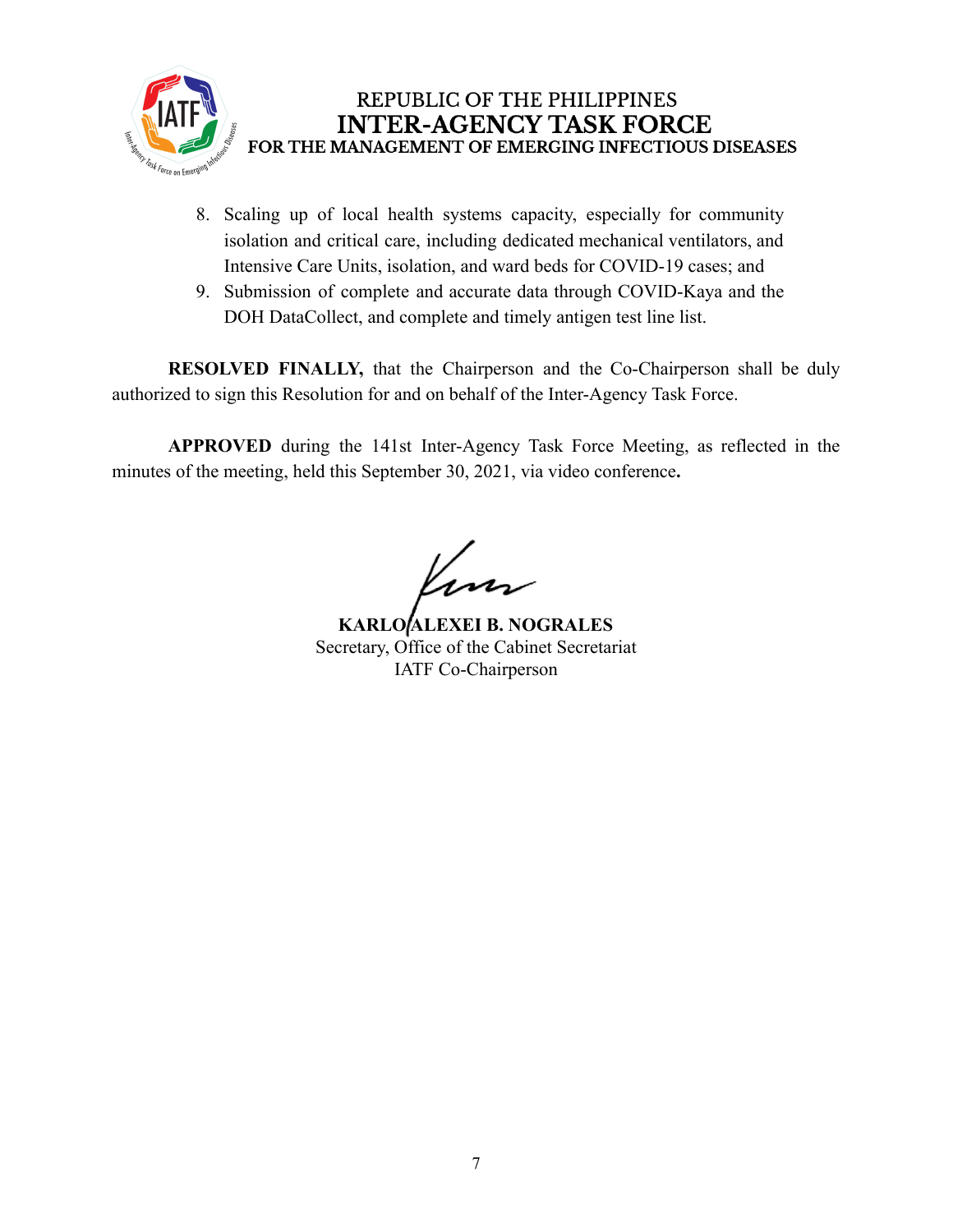8. Scaling up of local health systems capacity, especially for community isolation and critical care, including dedicated mechanical ventilators, and Intensive Care Units, isolation, and ward beds for COVID-19 cases; and
9. Submission of complete and accurate data through COVID-Kaya and the DOH DataCollect, and complete and timely antigen test line list.

**RESOLVED FINALLY,** that the Chairperson and the Co-Chairperson shall be duly authorized to sign this Resolution for and on behalf of the Inter-Agency Task Force.

**APPROVED** during the 141st Inter-Agency Task Force Meeting, as reflected in the minutes of the meeting, held this September 30, 2021, via video conference**.**

**KARLO ALEXEI B. NOGRALES**
Secretary, Office of the Cabinet Secretariat
IATF Co-Chairperson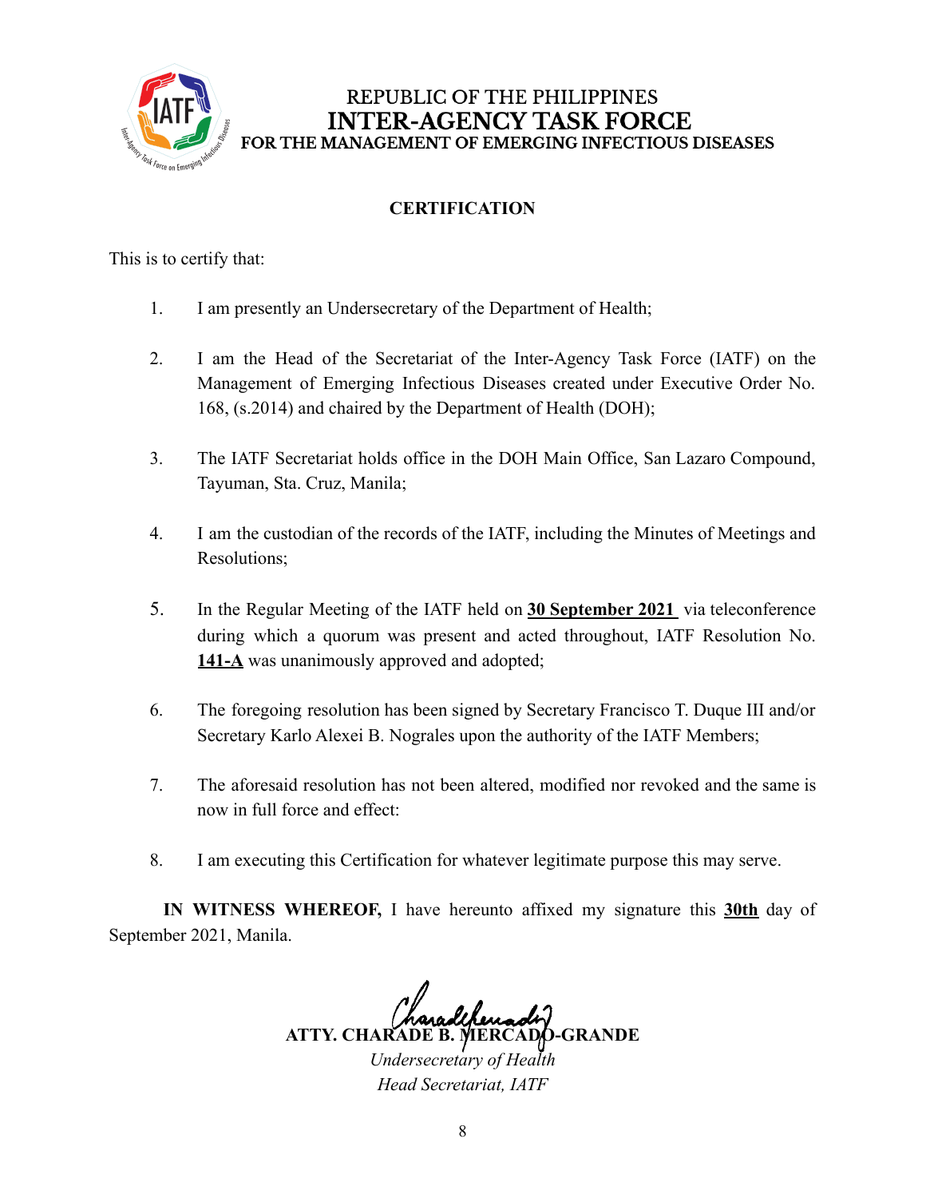REPUBLIC OF THE PHILIPPINES
**INTER-AGENCY TASK FORCE**
**FOR THE MANAGEMENT OF EMERGING INFECTIOUS DISEASES**

## CERTIFICATION

This is to certify that:

1. I am presently an Undersecretary of the Department of Health;

2. I am the Head of the Secretariat of the Inter-Agency Task Force (IATF) on the Management of Emerging Infectious Diseases created under Executive Order No. 168, (s.2014) and chaired by the Department of Health (DOH);

3. The IATF Secretariat holds office in the DOH Main Office, San Lazaro Compound, Tayuman, Sta. Cruz, Manila;

4. I am the custodian of the records of the IATF, including the Minutes of Meetings and Resolutions;

5. In the Regular Meeting of the IATF held on **30 September 2021** via teleconference during which a quorum was present and acted throughout, IATF Resolution No. **141-A** was unanimously approved and adopted;

6. The foregoing resolution has been signed by Secretary Francisco T. Duque III and/or Secretary Karlo Alexei B. Nograles upon the authority of the IATF Members;

7. The aforesaid resolution has not been altered, modified nor revoked and the same is now in full force and effect:

8. I am executing this Certification for whatever legitimate purpose this may serve.

**IN WITNESS WHEREOF,** I have hereunto affixed my signature this **30th** day of September 2021, Manila.

**ATTY. CHARADE B. MERCADO-GRANDE**
*Undersecretary of Health*
*Head Secretariat, IATF*